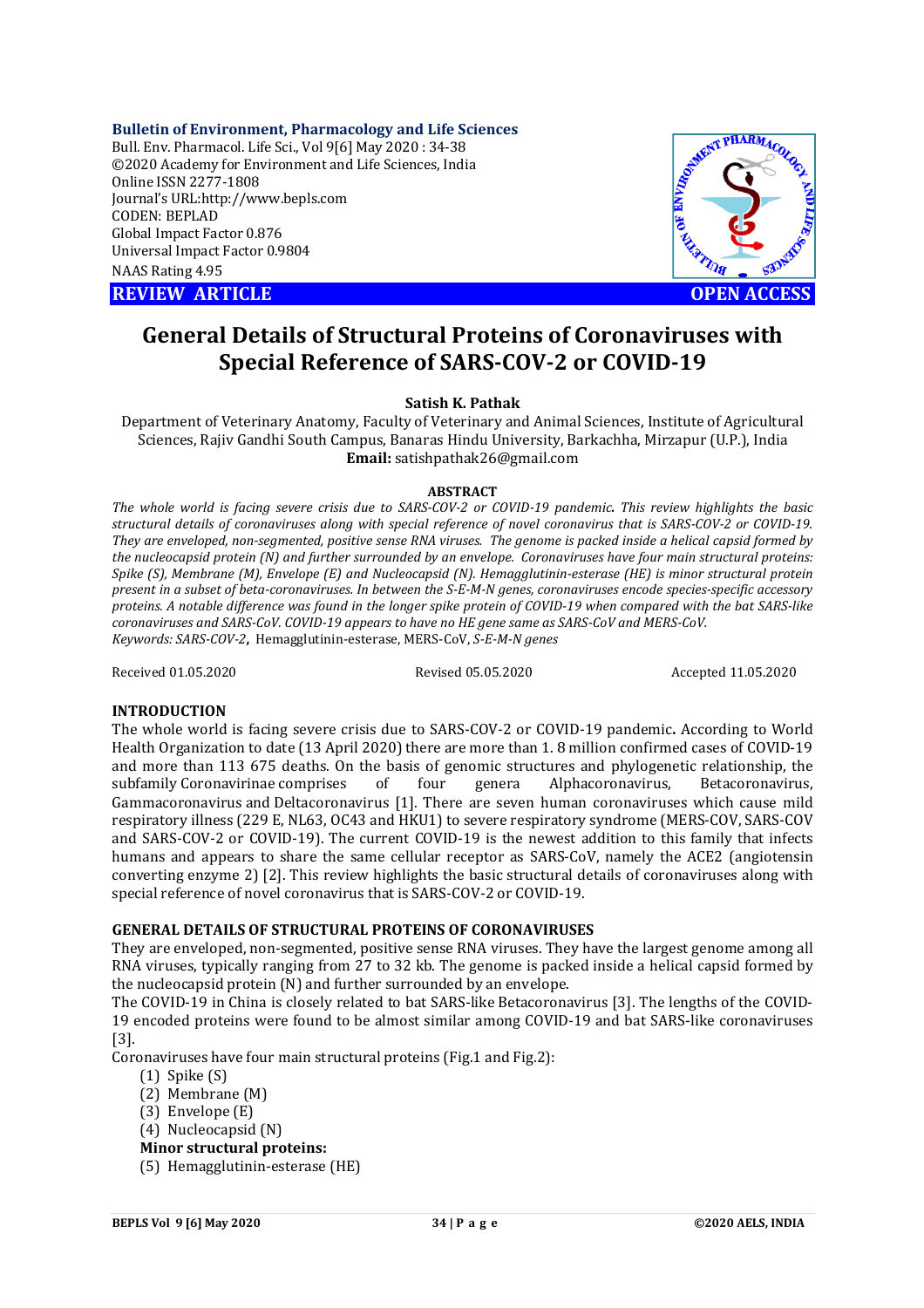**Bulletin of Environment, Pharmacology and Life Sciences**
Bull. Env. Pharmacol. Life Sci., Vol 9[6] May 2020 : 34-38
©2020 Academy for Environment and Life Sciences, India
Online ISSN 2277-1808
Journal's URL:http://www.bepls.com
CODEN: BEPLAD
Global Impact Factor 0.876
Universal Impact Factor 0.9804
NAAS Rating 4.95

**REVIEW ARTICLE** **OPEN ACCESS**

# General Details of Structural Proteins of Coronaviruses with Special Reference of SARS-COV-2 or COVID-19

**Satish K. Pathak**

Department of Veterinary Anatomy, Faculty of Veterinary and Animal Sciences, Institute of Agricultural Sciences, Rajiv Gandhi South Campus, Banaras Hindu University, Barkachha, Mirzapur (U.P.), India
**Email:** satishpathak26@gmail.com

**ABSTRACT**

*The whole world is facing severe crisis due to SARS-COV-2 or COVID-19 pandemic. This review highlights the basic structural details of coronaviruses along with special reference of novel coronavirus that is SARS-COV-2 or COVID-19. They are enveloped, non-segmented, positive sense RNA viruses. The genome is packed inside a helical capsid formed by the nucleocapsid protein (N) and further surrounded by an envelope. Coronaviruses have four main structural proteins: Spike (S), Membrane (M), Envelope (E) and Nucleocapsid (N). Hemagglutinin-esterase (HE) is minor structural protein present in a subset of beta-coronaviruses. In between the S-E-M-N genes, coronaviruses encode species-specific accessory proteins. A notable difference was found in the longer spike protein of COVID-19 when compared with the bat SARS-like coronaviruses and SARS-CoV. COVID-19 appears to have no HE gene same as SARS-CoV and MERS-CoV.*
*Keywords: SARS-COV-2*, Hemagglutinin-esterase, MERS-CoV, *S-E-M-N genes*

Received 01.05.2020 Revised 05.05.2020 Accepted 11.05.2020

## INTRODUCTION

The whole world is facing severe crisis due to SARS-COV-2 or COVID-19 pandemic. According to World Health Organization to date (13 April 2020) there are more than 1. 8 million confirmed cases of COVID-19 and more than 113 675 deaths. On the basis of genomic structures and phylogenetic relationship, the subfamily Coronavirinae comprises of four genera Alphacoronavirus, Betacoronavirus, Gammacoronavirus and Deltacoronavirus [1]. There are seven human coronaviruses which cause mild respiratory illness (229 E, NL63, OC43 and HKU1) to severe respiratory syndrome (MERS-COV, SARS-COV and SARS-COV-2 or COVID-19). The current COVID-19 is the newest addition to this family that infects humans and appears to share the same cellular receptor as SARS-CoV, namely the ACE2 (angiotensin converting enzyme 2) [2]. This review highlights the basic structural details of coronaviruses along with special reference of novel coronavirus that is SARS-COV-2 or COVID-19.

## GENERAL DETAILS OF STRUCTURAL PROTEINS OF CORONAVIRUSES

They are enveloped, non-segmented, positive sense RNA viruses. They have the largest genome among all RNA viruses, typically ranging from 27 to 32 kb. The genome is packed inside a helical capsid formed by the nucleocapsid protein (N) and further surrounded by an envelope.

The COVID-19 in China is closely related to bat SARS-like Betacoronavirus [3]. The lengths of the COVID-19 encoded proteins were found to be almost similar among COVID-19 and bat SARS-like coronaviruses [3].

Coronaviruses have four main structural proteins (Fig.1 and Fig.2):

(1) Spike (S)
(2) Membrane (M)
(3) Envelope (E)
(4) Nucleocapsid (N)

**Minor structural proteins:**

(5) Hemagglutinin-esterase (HE)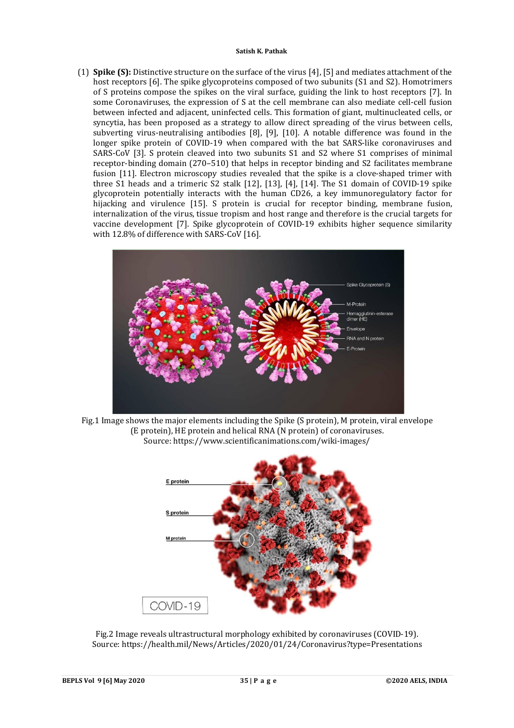(1) **Spike (S):** Distinctive structure on the surface of the virus [4], [5] and mediates attachment of the host receptors [6]. The spike glycoproteins composed of two subunits (S1 and S2). Homotrimers of S proteins compose the spikes on the viral surface, guiding the link to host receptors [7]. In some Coronaviruses, the expression of S at the cell membrane can also mediate cell-cell fusion between infected and adjacent, uninfected cells. This formation of giant, multinucleated cells, or syncytia, has been proposed as a strategy to allow direct spreading of the virus between cells, subverting virus-neutralising antibodies [8], [9], [10]. A notable difference was found in the longer spike protein of COVID-19 when compared with the bat SARS-like coronaviruses and SARS-CoV [3]. S protein cleaved into two subunits S1 and S2 where S1 comprises of minimal receptor-binding domain (270–510) that helps in receptor binding and S2 facilitates membrane fusion [11]. Electron microscopy studies revealed that the spike is a clove-shaped trimer with three S1 heads and a trimeric S2 stalk [12], [13], [4], [14]. The S1 domain of COVID-19 spike glycoprotein potentially interacts with the human CD26, a key immunoregulatory factor for hijacking and virulence [15]. S protein is crucial for receptor binding, membrane fusion, internalization of the virus, tissue tropism and host range and therefore is the crucial targets for vaccine development [7]. Spike glycoprotein of COVID-19 exhibits higher sequence similarity with 12.8% of difference with SARS-CoV [16].

Fig.1 Image shows the major elements including the Spike (S protein), M protein, viral envelope (E protein), HE protein and helical RNA (N protein) of coronaviruses.
Source: https://www.scientificanimations.com/wiki-images/

Fig.2 Image reveals ultrastructural morphology exhibited by coronaviruses (COVID-19).
Source: https://health.mil/News/Articles/2020/01/24/Coronavirus?type=Presentations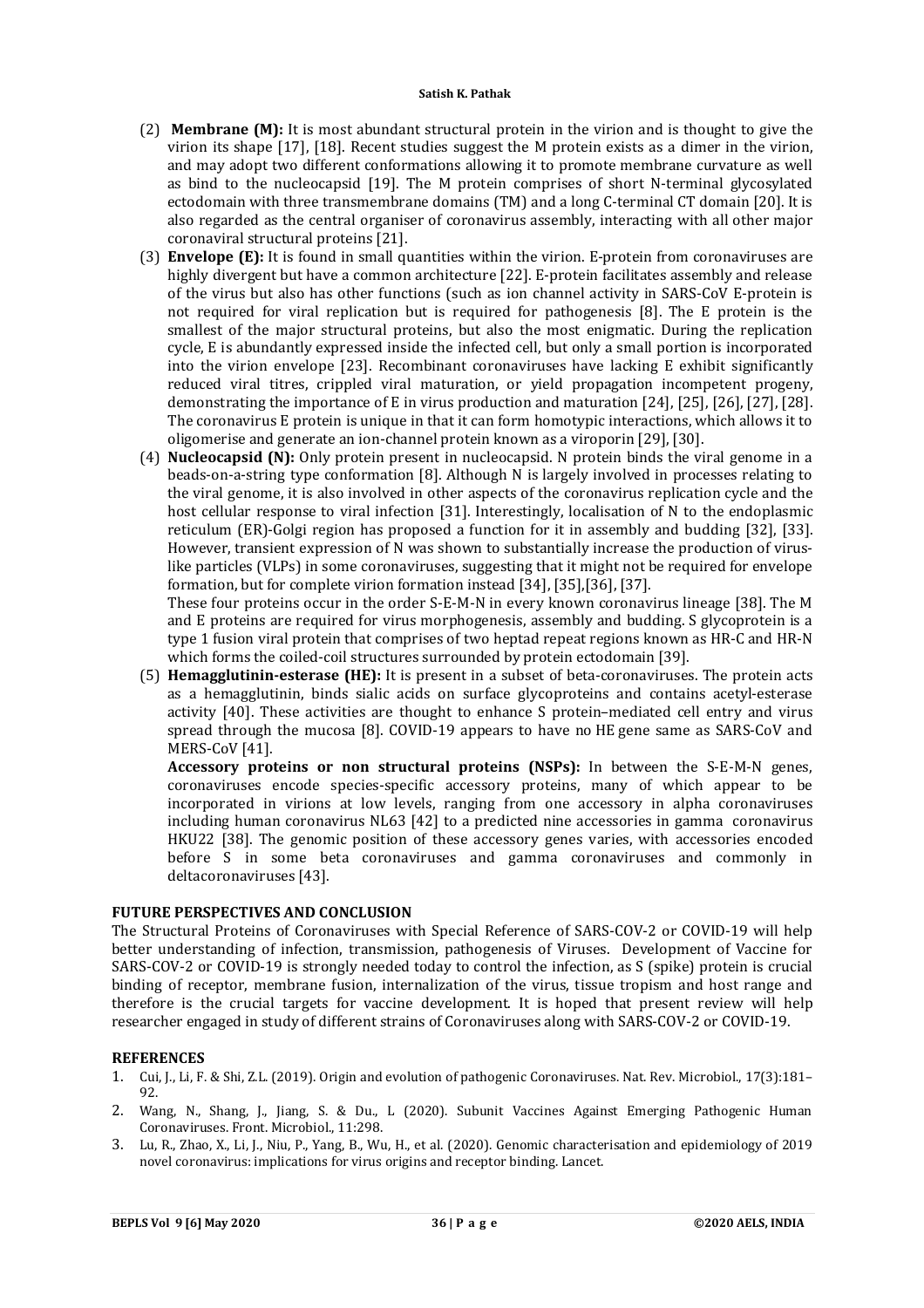(2) **Membrane (M):** It is most abundant structural protein in the virion and is thought to give the virion its shape [17], [18]. Recent studies suggest the M protein exists as a dimer in the virion, and may adopt two different conformations allowing it to promote membrane curvature as well as bind to the nucleocapsid [19]. The M protein comprises of short N-terminal glycosylated ectodomain with three transmembrane domains (TM) and a long C-terminal CT domain [20]. It is also regarded as the central organiser of coronavirus assembly, interacting with all other major coronaviral structural proteins [21].

(3) **Envelope (E):** It is found in small quantities within the virion. E-protein from coronaviruses are highly divergent but have a common architecture [22]. E-protein facilitates assembly and release of the virus but also has other functions (such as ion channel activity in SARS-CoV E-protein is not required for viral replication but is required for pathogenesis [8]. The E protein is the smallest of the major structural proteins, but also the most enigmatic. During the replication cycle, E is abundantly expressed inside the infected cell, but only a small portion is incorporated into the virion envelope [23]. Recombinant coronaviruses have lacking E exhibit significantly reduced viral titres, crippled viral maturation, or yield propagation incompetent progeny, demonstrating the importance of E in virus production and maturation [24], [25], [26], [27], [28]. The coronavirus E protein is unique in that it can form homotypic interactions, which allows it to oligomerise and generate an ion-channel protein known as a viroporin [29], [30].

(4) **Nucleocapsid (N):** Only protein present in nucleocapsid. N protein binds the viral genome in a beads-on-a-string type conformation [8]. Although N is largely involved in processes relating to the viral genome, it is also involved in other aspects of the coronavirus replication cycle and the host cellular response to viral infection [31]. Interestingly, localisation of N to the endoplasmic reticulum (ER)-Golgi region has proposed a function for it in assembly and budding [32], [33]. However, transient expression of N was shown to substantially increase the production of virus-like particles (VLPs) in some coronaviruses, suggesting that it might not be required for envelope formation, but for complete virion formation instead [34], [35],[36], [37].

These four proteins occur in the order S-E-M-N in every known coronavirus lineage [38]. The M and E proteins are required for virus morphogenesis, assembly and budding. S glycoprotein is a type 1 fusion viral protein that comprises of two heptad repeat regions known as HR-C and HR-N which forms the coiled-coil structures surrounded by protein ectodomain [39].

(5) **Hemagglutinin-esterase (HE):** It is present in a subset of beta-coronaviruses. The protein acts as a hemagglutinin, binds sialic acids on surface glycoproteins and contains acetyl-esterase activity [40]. These activities are thought to enhance S protein–mediated cell entry and virus spread through the mucosa [8]. COVID-19 appears to have no HE gene same as SARS-CoV and MERS-CoV [41].

**Accessory proteins or non structural proteins (NSPs):** In between the S-E-M-N genes, coronaviruses encode species-specific accessory proteins, many of which appear to be incorporated in virions at low levels, ranging from one accessory in alpha coronaviruses including human coronavirus NL63 [42] to a predicted nine accessories in gamma coronavirus HKU22 [38]. The genomic position of these accessory genes varies, with accessories encoded before S in some beta coronaviruses and gamma coronaviruses and commonly in deltacoronaviruses [43].

## FUTURE PERSPECTIVES AND CONCLUSION

The Structural Proteins of Coronaviruses with Special Reference of SARS-COV-2 or COVID-19 will help better understanding of infection, transmission, pathogenesis of Viruses. Development of Vaccine for SARS-COV-2 or COVID-19 is strongly needed today to control the infection, as S (spike) protein is crucial binding of receptor, membrane fusion, internalization of the virus, tissue tropism and host range and therefore is the crucial targets for vaccine development. It is hoped that present review will help researcher engaged in study of different strains of Coronaviruses along with SARS-COV-2 or COVID-19.

## REFERENCES

1. Cui, J., Li, F. & Shi, Z.L. (2019). Origin and evolution of pathogenic Coronaviruses. Nat. Rev. Microbiol., 17(3):181–92.
2. Wang, N., Shang, J., Jiang, S. & Du., L (2020). Subunit Vaccines Against Emerging Pathogenic Human Coronaviruses. Front. Microbiol., 11:298.
3. Lu, R., Zhao, X., Li, J., Niu, P., Yang, B., Wu, H., et al. (2020). Genomic characterisation and epidemiology of 2019 novel coronavirus: implications for virus origins and receptor binding. Lancet.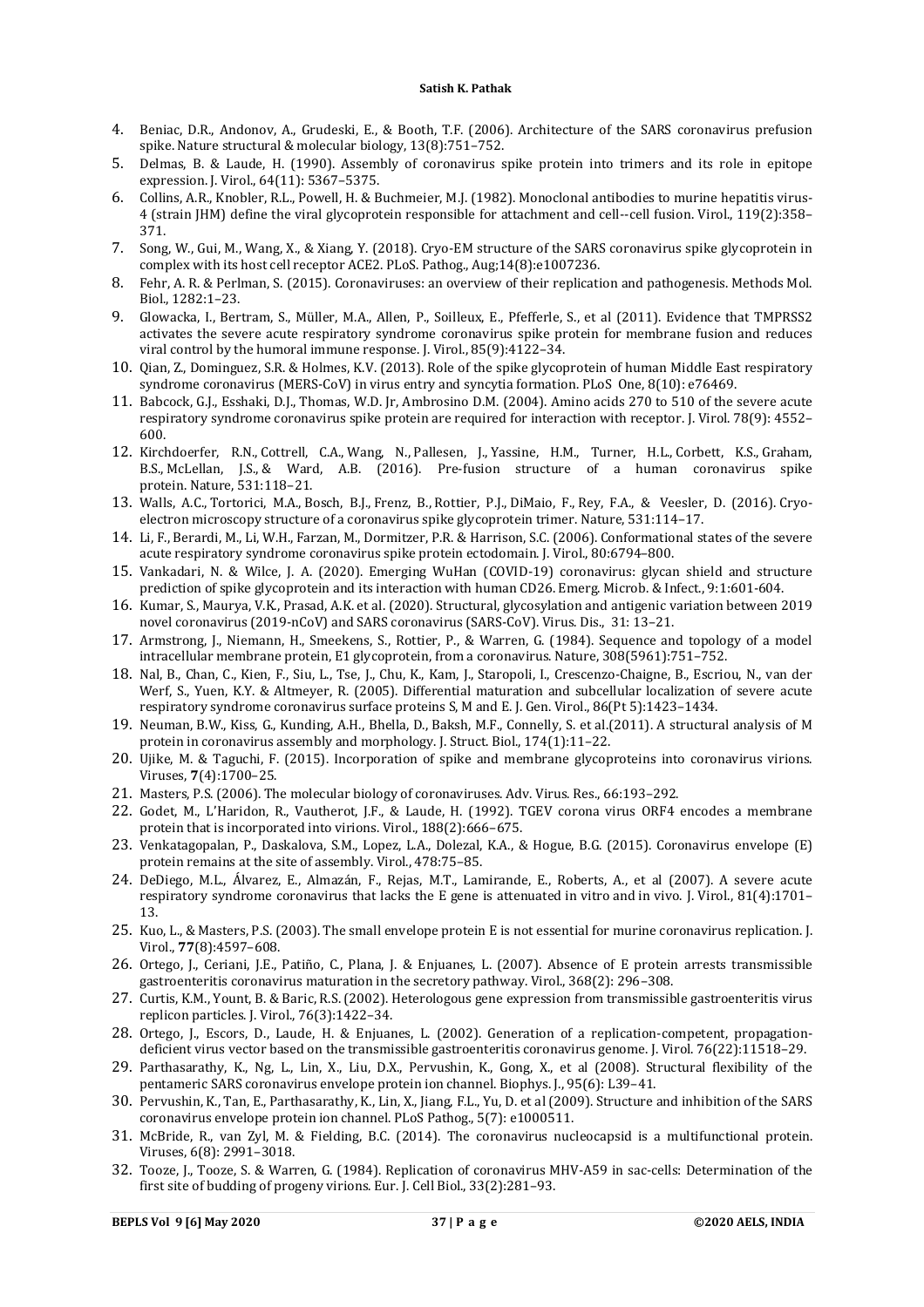4. Beniac, D.R., Andonov, A., Grudeski, E., & Booth, T.F. (2006). Architecture of the SARS coronavirus prefusion spike. Nature structural & molecular biology, 13(8):751–752.
5. Delmas, B. & Laude, H. (1990). Assembly of coronavirus spike protein into trimers and its role in epitope expression. J. Virol., 64(11): 5367–5375.
6. Collins, A.R., Knobler, R.L., Powell, H. & Buchmeier, M.J. (1982). Monoclonal antibodies to murine hepatitis virus-4 (strain JHM) define the viral glycoprotein responsible for attachment and cell--cell fusion. Virol., 119(2):358–371.
7. Song, W., Gui, M., Wang, X., & Xiang, Y. (2018). Cryo-EM structure of the SARS coronavirus spike glycoprotein in complex with its host cell receptor ACE2. PLoS. Pathog., Aug;14(8):e1007236.
8. Fehr, A. R. & Perlman, S. (2015). Coronaviruses: an overview of their replication and pathogenesis. Methods Mol. Biol., 1282:1–23.
9. Glowacka, I., Bertram, S., Müller, M.A., Allen, P., Soilleux, E., Pfefferle, S., et al (2011). Evidence that TMPRSS2 activates the severe acute respiratory syndrome coronavirus spike protein for membrane fusion and reduces viral control by the humoral immune response. J. Virol., 85(9):4122–34.
10. Qian, Z., Dominguez, S.R. & Holmes, K.V. (2013). Role of the spike glycoprotein of human Middle East respiratory syndrome coronavirus (MERS-CoV) in virus entry and syncytia formation. PLoS One, 8(10): e76469.
11. Babcock, G.J., Esshaki, D.J., Thomas, W.D. Jr, Ambrosino D.M. (2004). Amino acids 270 to 510 of the severe acute respiratory syndrome coronavirus spike protein are required for interaction with receptor. J. Virol. 78(9): 4552–600.
12. Kirchdoerfer, R.N., Cottrell, C.A., Wang, N., Pallesen, J., Yassine, H.M., Turner, H.L., Corbett, K.S., Graham, B.S., McLellan, J.S., & Ward, A.B. (2016). Pre-fusion structure of a human coronavirus spike protein. Nature, 531:118–21.
13. Walls, A.C., Tortorici, M.A., Bosch, B.J., Frenz, B., Rottier, P.J., DiMaio, F., Rey, F.A., & Veesler, D. (2016). Cryo-electron microscopy structure of a coronavirus spike glycoprotein trimer. Nature, 531:114–17.
14. Li, F., Berardi, M., Li, W.H., Farzan, M., Dormitzer, P.R. & Harrison, S.C. (2006). Conformational states of the severe acute respiratory syndrome coronavirus spike protein ectodomain. J. Virol., 80:6794–800.
15. Vankadari, N. & Wilce, J. A. (2020). Emerging WuHan (COVID-19) coronavirus: glycan shield and structure prediction of spike glycoprotein and its interaction with human CD26. Emerg. Microb. & Infect., 9:1:601-604.
16. Kumar, S., Maurya, V.K., Prasad, A.K. et al. (2020). Structural, glycosylation and antigenic variation between 2019 novel coronavirus (2019-nCoV) and SARS coronavirus (SARS-CoV). Virus. Dis., 31: 13–21.
17. Armstrong, J., Niemann, H., Smeekens, S., Rottier, P., & Warren, G. (1984). Sequence and topology of a model intracellular membrane protein, E1 glycoprotein, from a coronavirus. Nature, 308(5961):751–752.
18. Nal, B., Chan, C., Kien, F., Siu, L., Tse, J., Chu, K., Kam, J., Staropoli, I., Crescenzo-Chaigne, B., Escriou, N., van der Werf, S., Yuen, K.Y. & Altmeyer, R. (2005). Differential maturation and subcellular localization of severe acute respiratory syndrome coronavirus surface proteins S, M and E. J. Gen. Virol., 86(Pt 5):1423–1434.
19. Neuman, B.W., Kiss, G., Kunding, A.H., Bhella, D., Baksh, M.F., Connelly, S. et al.(2011). A structural analysis of M protein in coronavirus assembly and morphology. J. Struct. Biol., 174(1):11–22.
20. Ujike, M. & Taguchi, F. (2015). Incorporation of spike and membrane glycoproteins into coronavirus virions. Viruses, **7**(4):1700–25.
21. Masters, P.S. (2006). The molecular biology of coronaviruses. Adv. Virus. Res., 66:193–292.
22. Godet, M., L'Haridon, R., Vautherot, J.F., & Laude, H. (1992). TGEV corona virus ORF4 encodes a membrane protein that is incorporated into virions. Virol., 188(2):666–675.
23. Venkatagopalan, P., Daskalova, S.M., Lopez, L.A., Dolezal, K.A., & Hogue, B.G. (2015). Coronavirus envelope (E) protein remains at the site of assembly. Virol., 478:75–85.
24. DeDiego, M.L., Álvarez, E., Almazán, F., Rejas, M.T., Lamirande, E., Roberts, A., et al (2007). A severe acute respiratory syndrome coronavirus that lacks the E gene is attenuated in vitro and in vivo. J. Virol., 81(4):1701–13.
25. Kuo, L., & Masters, P.S. (2003). The small envelope protein E is not essential for murine coronavirus replication. J. Virol., **77**(8):4597–608.
26. Ortego, J., Ceriani, J.E., Patiño, C., Plana, J. & Enjuanes, L. (2007). Absence of E protein arrests transmissible gastroenteritis coronavirus maturation in the secretory pathway. Virol., 368(2): 296–308.
27. Curtis, K.M., Yount, B. & Baric, R.S. (2002). Heterologous gene expression from transmissible gastroenteritis virus replicon particles. J. Virol., 76(3):1422–34.
28. Ortego, J., Escors, D., Laude, H. & Enjuanes, L. (2002). Generation of a replication-competent, propagation-deficient virus vector based on the transmissible gastroenteritis coronavirus genome. J. Virol. 76(22):11518–29.
29. Parthasarathy, K., Ng, L., Lin, X., Liu, D.X., Pervushin, K., Gong, X., et al (2008). Structural flexibility of the pentameric SARS coronavirus envelope protein ion channel. Biophys. J., 95(6): L39–41.
30. Pervushin, K., Tan, E., Parthasarathy, K., Lin, X., Jiang, F.L., Yu, D. et al (2009). Structure and inhibition of the SARS coronavirus envelope protein ion channel. PLoS Pathog., 5(7): e1000511.
31. McBride, R., van Zyl, M. & Fielding, B.C. (2014). The coronavirus nucleocapsid is a multifunctional protein. Viruses, 6(8): 2991–3018.
32. Tooze, J., Tooze, S. & Warren, G. (1984). Replication of coronavirus MHV-A59 in sac-cells: Determination of the first site of budding of progeny virions. Eur. J. Cell Biol., 33(2):281–93.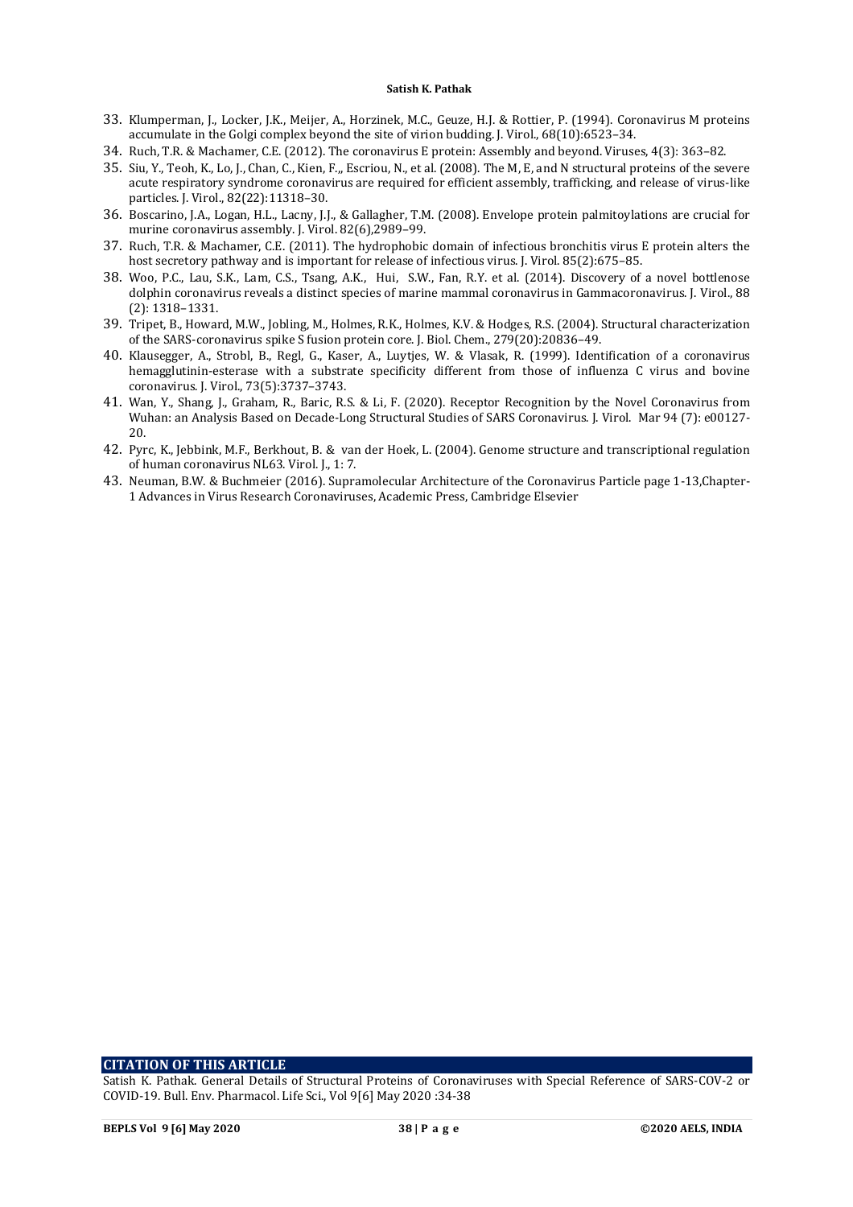33. Klumperman, J., Locker, J.K., Meijer, A., Horzinek, M.C., Geuze, H.J. & Rottier, P. (1994). Coronavirus M proteins accumulate in the Golgi complex beyond the site of virion budding. J. Virol., 68(10):6523–34.
34. Ruch, T.R. & Machamer, C.E. (2012). The coronavirus E protein: Assembly and beyond. Viruses, 4(3): 363–82.
35. Siu, Y., Teoh, K., Lo, J., Chan, C., Kien, F.,, Escriou, N., et al. (2008). The M, E, and N structural proteins of the severe acute respiratory syndrome coronavirus are required for efficient assembly, trafficking, and release of virus-like particles. J. Virol., 82(22):11318–30.
36. Boscarino, J.A., Logan, H.L., Lacny, J.J., & Gallagher, T.M. (2008). Envelope protein palmitoylations are crucial for murine coronavirus assembly. J. Virol. 82(6),2989–99.
37. Ruch, T.R. & Machamer, C.E. (2011). The hydrophobic domain of infectious bronchitis virus E protein alters the host secretory pathway and is important for release of infectious virus. J. Virol. 85(2):675–85.
38. Woo, P.C., Lau, S.K., Lam, C.S., Tsang, A.K., Hui, S.W., Fan, R.Y. et al. (2014). Discovery of a novel bottlenose dolphin coronavirus reveals a distinct species of marine mammal coronavirus in Gammacoronavirus. J. Virol., 88 (2): 1318–1331.
39. Tripet, B., Howard, M.W., Jobling, M., Holmes, R.K., Holmes, K.V. & Hodges, R.S. (2004). Structural characterization of the SARS-coronavirus spike S fusion protein core. J. Biol. Chem., 279(20):20836–49.
40. Klausegger, A., Strobl, B., Regl, G., Kaser, A., Luytjes, W. & Vlasak, R. (1999). Identification of a coronavirus hemagglutinin-esterase with a substrate specificity different from those of influenza C virus and bovine coronavirus. J. Virol., 73(5):3737–3743.
41. Wan, Y., Shang, J., Graham, R., Baric, R.S. & Li, F. (2020). Receptor Recognition by the Novel Coronavirus from Wuhan: an Analysis Based on Decade-Long Structural Studies of SARS Coronavirus. J. Virol. Mar 94 (7): e00127-20.
42. Pyrc, K., Jebbink, M.F., Berkhout, B. & van der Hoek, L. (2004). Genome structure and transcriptional regulation of human coronavirus NL63. Virol. J., 1: 7.
43. Neuman, B.W. & Buchmeier (2016). Supramolecular Architecture of the Coronavirus Particle page 1-13,Chapter-1 Advances in Virus Research Coronaviruses, Academic Press, Cambridge Elsevier

**CITATION OF THIS ARTICLE**

Satish K. Pathak. General Details of Structural Proteins of Coronaviruses with Special Reference of SARS-COV-2 or COVID-19. Bull. Env. Pharmacol. Life Sci., Vol 9[6] May 2020 :34-38